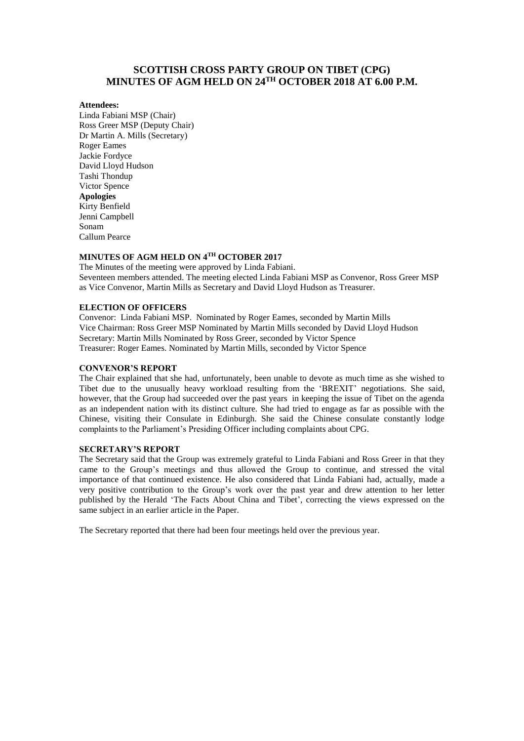# SCOTTISH CROSS PARTY GROUP ON TIBET (CPG)
# MINUTES OF AGM HELD ON 24TH OCTOBER 2018 AT 6.00 P.M.

**Attendees:**
Linda Fabiani MSP (Chair)
Ross Greer MSP (Deputy Chair)
Dr Martin A. Mills (Secretary)
Roger Eames
Jackie Fordyce
David Lloyd Hudson
Tashi Thondup
Victor Spence
**Apologies**
Kirty Benfield
Jenni Campbell
Sonam
Callum Pearce

### MINUTES OF AGM HELD ON 4TH OCTOBER 2017

The Minutes of the meeting were approved by Linda Fabiani.
Seventeen members attended. The meeting elected Linda Fabiani MSP as Convenor, Ross Greer MSP as Vice Convenor, Martin Mills as Secretary and David Lloyd Hudson as Treasurer.

### ELECTION OF OFFICERS

Convenor: Linda Fabiani MSP. Nominated by Roger Eames, seconded by Martin Mills
Vice Chairman: Ross Greer MSP Nominated by Martin Mills seconded by David Lloyd Hudson
Secretary: Martin Mills Nominated by Ross Greer, seconded by Victor Spence
Treasurer: Roger Eames. Nominated by Martin Mills, seconded by Victor Spence

### CONVENOR'S REPORT

The Chair explained that she had, unfortunately, been unable to devote as much time as she wished to Tibet due to the unusually heavy workload resulting from the 'BREXIT' negotiations. She said, however, that the Group had succeeded over the past years in keeping the issue of Tibet on the agenda as an independent nation with its distinct culture. She had tried to engage as far as possible with the Chinese, visiting their Consulate in Edinburgh. She said the Chinese consulate constantly lodge complaints to the Parliament's Presiding Officer including complaints about CPG.

### SECRETARY'S REPORT

The Secretary said that the Group was extremely grateful to Linda Fabiani and Ross Greer in that they came to the Group's meetings and thus allowed the Group to continue, and stressed the vital importance of that continued existence. He also considered that Linda Fabiani had, actually, made a very positive contribution to the Group's work over the past year and drew attention to her letter published by the Herald 'The Facts About China and Tibet', correcting the views expressed on the same subject in an earlier article in the Paper.

The Secretary reported that there had been four meetings held over the previous year.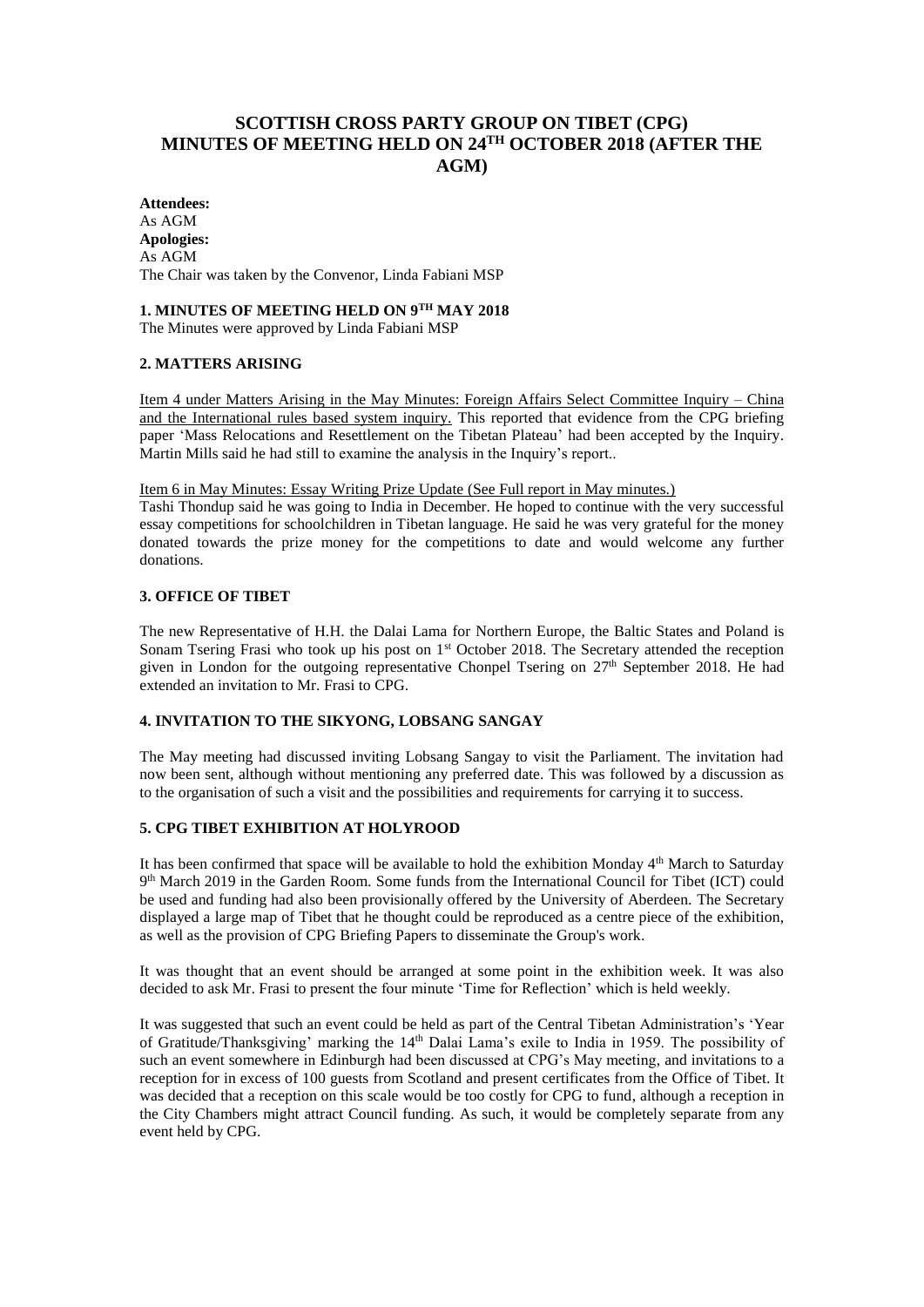# SCOTTISH CROSS PARTY GROUP ON TIBET (CPG) MINUTES OF MEETING HELD ON 24TH OCTOBER 2018 (AFTER THE AGM)

**Attendees:**
As AGM
**Apologies:**
As AGM
The Chair was taken by the Convenor, Linda Fabiani MSP

### 1. MINUTES OF MEETING HELD ON 9TH MAY 2018

The Minutes were approved by Linda Fabiani MSP

### 2. MATTERS ARISING

Item 4 under Matters Arising in the May Minutes: Foreign Affairs Select Committee Inquiry – China and the International rules based system inquiry. This reported that evidence from the CPG briefing paper 'Mass Relocations and Resettlement on the Tibetan Plateau' had been accepted by the Inquiry. Martin Mills said he had still to examine the analysis in the Inquiry's report..

Item 6 in May Minutes: Essay Writing Prize Update (See Full report in May minutes.)
Tashi Thondup said he was going to India in December. He hoped to continue with the very successful essay competitions for schoolchildren in Tibetan language. He said he was very grateful for the money donated towards the prize money for the competitions to date and would welcome any further donations.

### 3. OFFICE OF TIBET

The new Representative of H.H. the Dalai Lama for Northern Europe, the Baltic States and Poland is Sonam Tsering Frasi who took up his post on 1st October 2018. The Secretary attended the reception given in London for the outgoing representative Chonpel Tsering on 27th September 2018. He had extended an invitation to Mr. Frasi to CPG.

### 4. INVITATION TO THE SIKYONG, LOBSANG SANGAY

The May meeting had discussed inviting Lobsang Sangay to visit the Parliament. The invitation had now been sent, although without mentioning any preferred date. This was followed by a discussion as to the organisation of such a visit and the possibilities and requirements for carrying it to success.

### 5. CPG TIBET EXHIBITION AT HOLYROOD

It has been confirmed that space will be available to hold the exhibition Monday 4th March to Saturday 9th March 2019 in the Garden Room. Some funds from the International Council for Tibet (ICT) could be used and funding had also been provisionally offered by the University of Aberdeen. The Secretary displayed a large map of Tibet that he thought could be reproduced as a centre piece of the exhibition, as well as the provision of CPG Briefing Papers to disseminate the Group's work.

It was thought that an event should be arranged at some point in the exhibition week. It was also decided to ask Mr. Frasi to present the four minute 'Time for Reflection' which is held weekly.

It was suggested that such an event could be held as part of the Central Tibetan Administration's 'Year of Gratitude/Thanksgiving' marking the 14th Dalai Lama's exile to India in 1959. The possibility of such an event somewhere in Edinburgh had been discussed at CPG's May meeting, and invitations to a reception for in excess of 100 guests from Scotland and present certificates from the Office of Tibet. It was decided that a reception on this scale would be too costly for CPG to fund, although a reception in the City Chambers might attract Council funding. As such, it would be completely separate from any event held by CPG.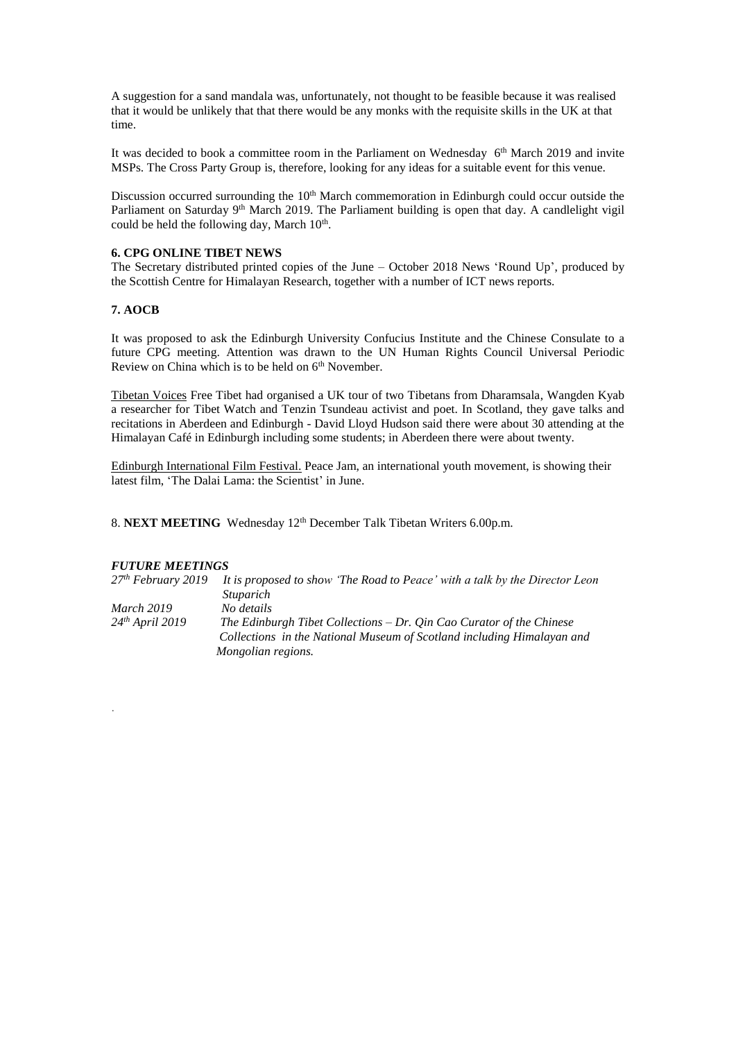A suggestion for a sand mandala was, unfortunately, not thought to be feasible because it was realised that it would be unlikely that that there would be any monks with the requisite skills in the UK at that time.

It was decided to book a committee room in the Parliament on Wednesday 6th March 2019 and invite MSPs. The Cross Party Group is, therefore, looking for any ideas for a suitable event for this venue.

Discussion occurred surrounding the 10th March commemoration in Edinburgh could occur outside the Parliament on Saturday 9th March 2019. The Parliament building is open that day. A candlelight vigil could be held the following day, March 10th.

**6. CPG ONLINE TIBET NEWS**

The Secretary distributed printed copies of the June – October 2018 News 'Round Up', produced by the Scottish Centre for Himalayan Research, together with a number of ICT news reports.

**7. AOCB**

It was proposed to ask the Edinburgh University Confucius Institute and the Chinese Consulate to a future CPG meeting. Attention was drawn to the UN Human Rights Council Universal Periodic Review on China which is to be held on 6th November.

Tibetan Voices Free Tibet had organised a UK tour of two Tibetans from Dharamsala, Wangden Kyab a researcher for Tibet Watch and Tenzin Tsundeau activist and poet. In Scotland, they gave talks and recitations in Aberdeen and Edinburgh - David Lloyd Hudson said there were about 30 attending at the Himalayan Café in Edinburgh including some students; in Aberdeen there were about twenty.

Edinburgh International Film Festival. Peace Jam, an international youth movement, is showing their latest film, 'The Dalai Lama: the Scientist' in June.

8. **NEXT MEETING** Wednesday 12th December Talk Tibetan Writers 6.00p.m.

***FUTURE MEETINGS***

| | |
|---|---|
| *27th February 2019* | *It is proposed to show 'The Road to Peace' with a talk by the Director Leon Stuparich* |
| *March 2019* | *No details* |
| *24th April 2019* | *The Edinburgh Tibet Collections – Dr. Qin Cao Curator of the Chinese Collections in the National Museum of Scotland including Himalayan and Mongolian regions.* |